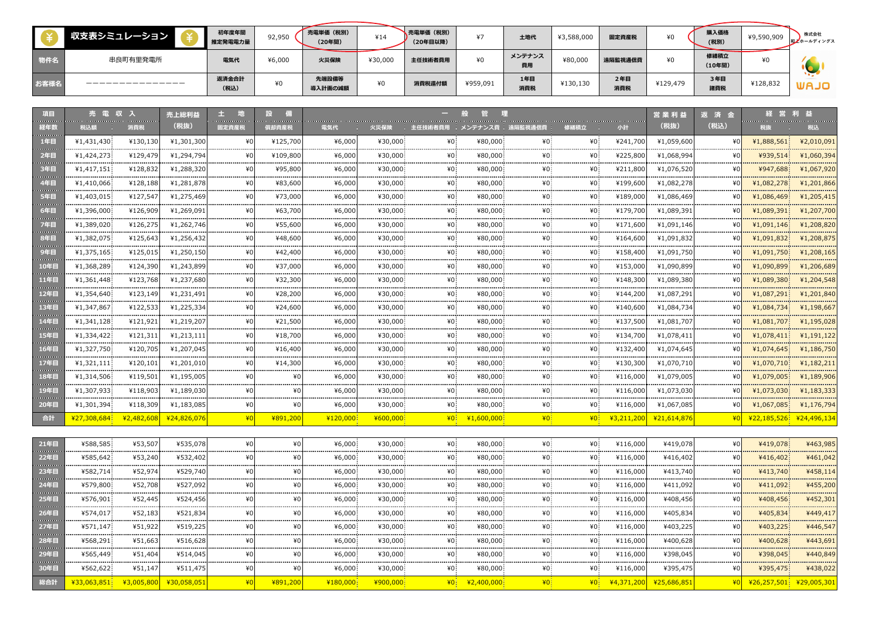# 収支表シミュレーション

| | | | | | | | | | | | |
|---|---|---|---|---|---|---|---|---|---|---|---|
| 初年度年間推定発電力量 | 92,950 | 売電単価（税別）（20年間） | ¥14 | 売電単価（税別）（20年目以降） | ¥7 | 土地代 | ¥3,588,000 | 固定資産税 | ¥0 | 購入価格（税別） | ¥9,590,909 |
| 電気代 | ¥6,000 | 火災保険 | ¥30,000 | 主任技術者費用 | ¥0 | メンテナンス費用 | ¥80,000 | 遠隔監視通信費 | ¥0 | 修繕積立（10年間） | ¥0 |
| 返済金合計（税込） | ¥0 | 先端設備等導入計画の減額 | ¥0 | 消費税還付額 | ¥959,091 | 1年目消費税 | ¥130,130 | 2年目消費税 | ¥129,479 | 3年目諸費税 | ¥128,832 |

物件名：串良町有里発電所

お客様名：－－－－－－－－－－－－－－

株式会社和上ホールディングス WAJO

| 項目 | 売電収入 | | 売上総利益 | 土地 | 設備 | 一般管理 | | | | | | | 営業利益 | 返済金 | 経営利益 | |
|---|---|---|---|---|---|---|---|---|---|---|---|---|---|---|---|---|
| 経年数 | 税込額 | 消費税 | (税抜) | 固定資産税 | 償却資産税 | 電気代 | 火災保険 | 主任技術者費用 | メンテナンス費 | 遠隔監視通信費 | 修繕積立 | 小計 | (税抜) | (税込) | 税抜 | 税込 |
| 1年目 | ¥1,431,430 | ¥130,130 | ¥1,301,300 | ¥0 | ¥125,700 | ¥6,000 | ¥30,000 | ¥0 | ¥80,000 | ¥0 | ¥0 | ¥241,700 | ¥1,059,600 | ¥0 | ¥1,888,561 | ¥2,010,091 |
| 2年目 | ¥1,424,273 | ¥129,479 | ¥1,294,794 | ¥0 | ¥109,800 | ¥6,000 | ¥30,000 | ¥0 | ¥80,000 | ¥0 | ¥0 | ¥225,800 | ¥1,068,994 | ¥0 | ¥939,514 | ¥1,060,394 |
| 3年目 | ¥1,417,151 | ¥128,832 | ¥1,288,320 | ¥0 | ¥95,800 | ¥6,000 | ¥30,000 | ¥0 | ¥80,000 | ¥0 | ¥0 | ¥211,800 | ¥1,076,520 | ¥0 | ¥947,688 | ¥1,067,920 |
| 4年目 | ¥1,410,066 | ¥128,188 | ¥1,281,878 | ¥0 | ¥83,600 | ¥6,000 | ¥30,000 | ¥0 | ¥80,000 | ¥0 | ¥0 | ¥199,600 | ¥1,082,278 | ¥0 | ¥1,082,278 | ¥1,201,866 |
| 5年目 | ¥1,403,015 | ¥127,547 | ¥1,275,469 | ¥0 | ¥73,000 | ¥6,000 | ¥30,000 | ¥0 | ¥80,000 | ¥0 | ¥0 | ¥189,000 | ¥1,086,469 | ¥0 | ¥1,086,469 | ¥1,205,415 |
| 6年目 | ¥1,396,000 | ¥126,909 | ¥1,269,091 | ¥0 | ¥63,700 | ¥6,000 | ¥30,000 | ¥0 | ¥80,000 | ¥0 | ¥0 | ¥179,700 | ¥1,089,391 | ¥0 | ¥1,089,391 | ¥1,207,700 |
| 7年目 | ¥1,389,020 | ¥126,275 | ¥1,262,746 | ¥0 | ¥55,600 | ¥6,000 | ¥30,000 | ¥0 | ¥80,000 | ¥0 | ¥0 | ¥171,600 | ¥1,091,146 | ¥0 | ¥1,091,146 | ¥1,208,820 |
| 8年目 | ¥1,382,075 | ¥125,643 | ¥1,256,432 | ¥0 | ¥48,600 | ¥6,000 | ¥30,000 | ¥0 | ¥80,000 | ¥0 | ¥0 | ¥164,600 | ¥1,091,832 | ¥0 | ¥1,091,832 | ¥1,208,875 |
| 9年目 | ¥1,375,165 | ¥125,015 | ¥1,250,150 | ¥0 | ¥42,400 | ¥6,000 | ¥30,000 | ¥0 | ¥80,000 | ¥0 | ¥0 | ¥158,400 | ¥1,091,750 | ¥0 | ¥1,091,750 | ¥1,208,165 |
| 10年目 | ¥1,368,289 | ¥124,390 | ¥1,243,899 | ¥0 | ¥37,000 | ¥6,000 | ¥30,000 | ¥0 | ¥80,000 | ¥0 | ¥0 | ¥153,000 | ¥1,090,899 | ¥0 | ¥1,090,899 | ¥1,206,689 |
| 11年目 | ¥1,361,448 | ¥123,768 | ¥1,237,680 | ¥0 | ¥32,300 | ¥6,000 | ¥30,000 | ¥0 | ¥80,000 | ¥0 | ¥0 | ¥148,300 | ¥1,089,380 | ¥0 | ¥1,089,380 | ¥1,204,548 |
| 12年目 | ¥1,354,640 | ¥123,149 | ¥1,231,491 | ¥0 | ¥28,200 | ¥6,000 | ¥30,000 | ¥0 | ¥80,000 | ¥0 | ¥0 | ¥144,200 | ¥1,087,291 | ¥0 | ¥1,087,291 | ¥1,201,840 |
| 13年目 | ¥1,347,867 | ¥122,533 | ¥1,225,334 | ¥0 | ¥24,600 | ¥6,000 | ¥30,000 | ¥0 | ¥80,000 | ¥0 | ¥0 | ¥140,600 | ¥1,084,734 | ¥0 | ¥1,084,734 | ¥1,198,667 |
| 14年目 | ¥1,341,128 | ¥121,921 | ¥1,219,207 | ¥0 | ¥21,500 | ¥6,000 | ¥30,000 | ¥0 | ¥80,000 | ¥0 | ¥0 | ¥137,500 | ¥1,081,707 | ¥0 | ¥1,081,707 | ¥1,195,028 |
| 15年目 | ¥1,334,422 | ¥121,311 | ¥1,213,111 | ¥0 | ¥18,700 | ¥6,000 | ¥30,000 | ¥0 | ¥80,000 | ¥0 | ¥0 | ¥134,700 | ¥1,078,411 | ¥0 | ¥1,078,411 | ¥1,191,122 |
| 16年目 | ¥1,327,750 | ¥120,705 | ¥1,207,045 | ¥0 | ¥16,400 | ¥6,000 | ¥30,000 | ¥0 | ¥80,000 | ¥0 | ¥0 | ¥132,400 | ¥1,074,645 | ¥0 | ¥1,074,645 | ¥1,186,750 |
| 17年目 | ¥1,321,111 | ¥120,101 | ¥1,201,010 | ¥0 | ¥14,300 | ¥6,000 | ¥30,000 | ¥0 | ¥80,000 | ¥0 | ¥0 | ¥130,300 | ¥1,070,710 | ¥0 | ¥1,070,710 | ¥1,182,211 |
| 18年目 | ¥1,314,506 | ¥119,501 | ¥1,195,005 | ¥0 | ¥0 | ¥6,000 | ¥30,000 | ¥0 | ¥80,000 | ¥0 | ¥0 | ¥116,000 | ¥1,079,005 | ¥0 | ¥1,079,005 | ¥1,189,906 |
| 19年目 | ¥1,307,933 | ¥118,903 | ¥1,189,030 | ¥0 | ¥0 | ¥6,000 | ¥30,000 | ¥0 | ¥80,000 | ¥0 | ¥0 | ¥116,000 | ¥1,073,030 | ¥0 | ¥1,073,030 | ¥1,183,333 |
| 20年目 | ¥1,301,394 | ¥118,309 | ¥1,183,085 | ¥0 | ¥0 | ¥6,000 | ¥30,000 | ¥0 | ¥80,000 | ¥0 | ¥0 | ¥116,000 | ¥1,067,085 | ¥0 | ¥1,067,085 | ¥1,176,794 |
| 合計 | ¥27,308,684 | ¥2,482,608 | ¥24,826,076 | ¥0 | ¥891,200 | ¥120,000 | ¥600,000 | ¥0 | ¥1,600,000 | ¥0 | ¥0 | ¥3,211,200 | ¥21,614,876 | ¥0 | ¥22,185,526 | ¥24,496,134 |
| 21年目 | ¥588,585 | ¥53,507 | ¥535,078 | ¥0 | ¥0 | ¥6,000 | ¥30,000 | ¥0 | ¥80,000 | ¥0 | ¥0 | ¥116,000 | ¥419,078 | ¥0 | ¥419,078 | ¥463,985 |
| 22年目 | ¥585,642 | ¥53,240 | ¥532,402 | ¥0 | ¥0 | ¥6,000 | ¥30,000 | ¥0 | ¥80,000 | ¥0 | ¥0 | ¥116,000 | ¥416,402 | ¥0 | ¥416,402 | ¥461,042 |
| 23年目 | ¥582,714 | ¥52,974 | ¥529,740 | ¥0 | ¥0 | ¥6,000 | ¥30,000 | ¥0 | ¥80,000 | ¥0 | ¥0 | ¥116,000 | ¥413,740 | ¥0 | ¥413,740 | ¥458,114 |
| 24年目 | ¥579,800 | ¥52,708 | ¥527,092 | ¥0 | ¥0 | ¥6,000 | ¥30,000 | ¥0 | ¥80,000 | ¥0 | ¥0 | ¥116,000 | ¥411,092 | ¥0 | ¥411,092 | ¥455,200 |
| 25年目 | ¥576,901 | ¥52,445 | ¥524,456 | ¥0 | ¥0 | ¥6,000 | ¥30,000 | ¥0 | ¥80,000 | ¥0 | ¥0 | ¥116,000 | ¥408,456 | ¥0 | ¥408,456 | ¥452,301 |
| 26年目 | ¥574,017 | ¥52,183 | ¥521,834 | ¥0 | ¥0 | ¥6,000 | ¥30,000 | ¥0 | ¥80,000 | ¥0 | ¥0 | ¥116,000 | ¥405,834 | ¥0 | ¥405,834 | ¥449,417 |
| 27年目 | ¥571,147 | ¥51,922 | ¥519,225 | ¥0 | ¥0 | ¥6,000 | ¥30,000 | ¥0 | ¥80,000 | ¥0 | ¥0 | ¥116,000 | ¥403,225 | ¥0 | ¥403,225 | ¥446,547 |
| 28年目 | ¥568,291 | ¥51,663 | ¥516,628 | ¥0 | ¥0 | ¥6,000 | ¥30,000 | ¥0 | ¥80,000 | ¥0 | ¥0 | ¥116,000 | ¥400,628 | ¥0 | ¥400,628 | ¥443,691 |
| 29年目 | ¥565,449 | ¥51,404 | ¥514,045 | ¥0 | ¥0 | ¥6,000 | ¥30,000 | ¥0 | ¥80,000 | ¥0 | ¥0 | ¥116,000 | ¥398,045 | ¥0 | ¥398,045 | ¥440,849 |
| 30年目 | ¥562,622 | ¥51,147 | ¥511,475 | ¥0 | ¥0 | ¥6,000 | ¥30,000 | ¥0 | ¥80,000 | ¥0 | ¥0 | ¥116,000 | ¥395,475 | ¥0 | ¥395,475 | ¥438,022 |
| 総合計 | ¥33,063,851 | ¥3,005,800 | ¥30,058,051 | ¥0 | ¥891,200 | ¥180,000 | ¥900,000 | ¥0 | ¥2,400,000 | ¥0 | ¥0 | ¥4,371,200 | ¥25,686,851 | ¥0 | ¥26,257,501 | ¥29,005,301 |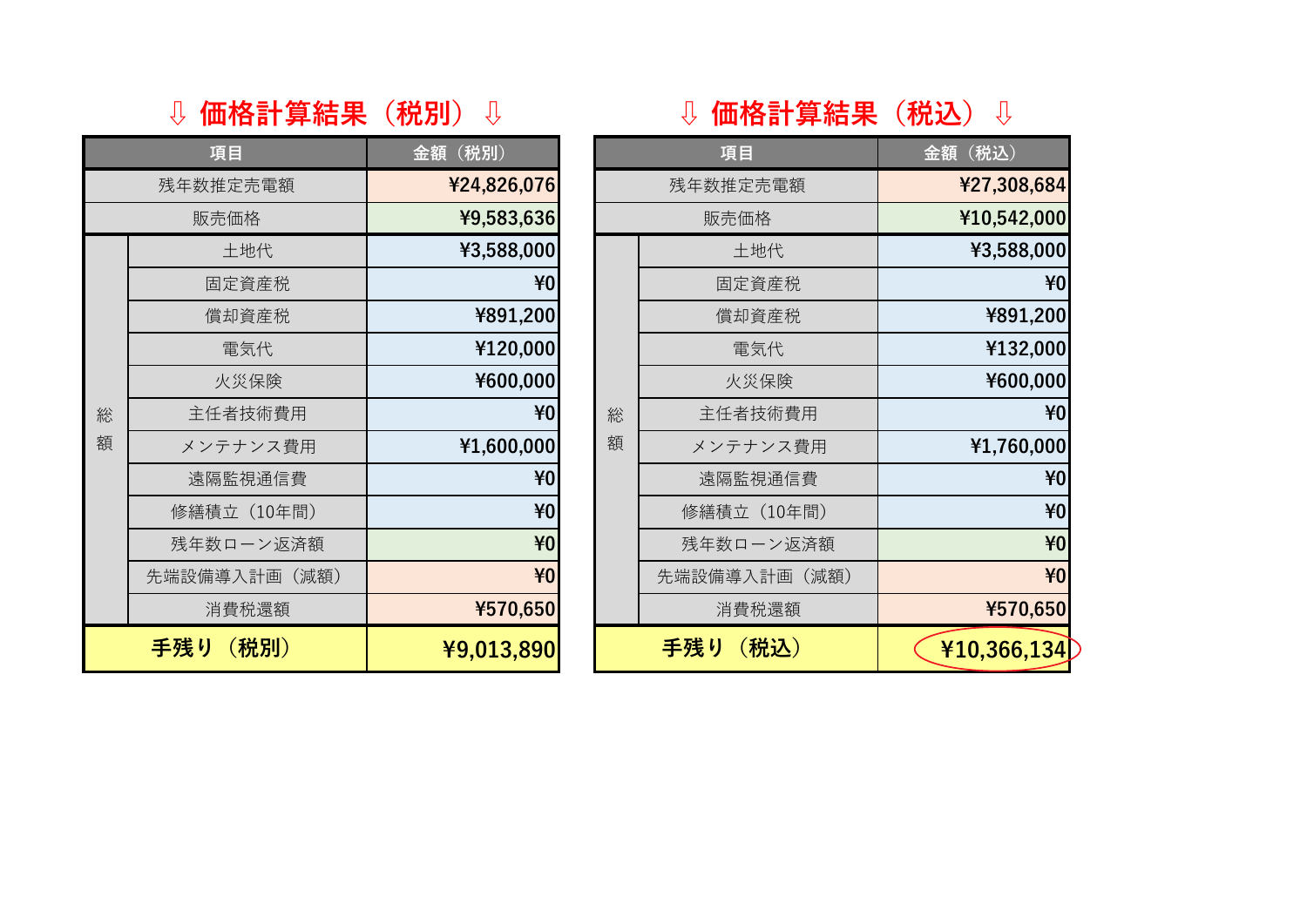## ⇩ 価格計算結果（税別）⇩

| 項目 | | 金額（税別） |
|---|---|---|
| 残年数推定売電額 | | ¥24,826,076 |
| 販売価格 | | ¥9,583,636 |
| 総額 | 土地代 | ¥3,588,000 |
| | 固定資産税 | ¥0 |
| | 償却資産税 | ¥891,200 |
| | 電気代 | ¥120,000 |
| | 火災保険 | ¥600,000 |
| | 主任者技術費用 | ¥0 |
| | メンテナンス費用 | ¥1,600,000 |
| | 遠隔監視通信費 | ¥0 |
| | 修繕積立（10年間） | ¥0 |
| | 残年数ローン返済額 | ¥0 |
| | 先端設備導入計画（減額） | ¥0 |
| | 消費税還額 | ¥570,650 |
| **手残り（税別）** | | **¥9,013,890** |

## ⇩ 価格計算結果（税込）⇩

| 項目 | | 金額（税込） |
|---|---|---|
| 残年数推定売電額 | | ¥27,308,684 |
| 販売価格 | | ¥10,542,000 |
| 総額 | 土地代 | ¥3,588,000 |
| | 固定資産税 | ¥0 |
| | 償却資産税 | ¥891,200 |
| | 電気代 | ¥132,000 |
| | 火災保険 | ¥600,000 |
| | 主任者技術費用 | ¥0 |
| | メンテナンス費用 | ¥1,760,000 |
| | 遠隔監視通信費 | ¥0 |
| | 修繕積立（10年間） | ¥0 |
| | 残年数ローン返済額 | ¥0 |
| | 先端設備導入計画（減額） | ¥0 |
| | 消費税還額 | ¥570,650 |
| **手残り（税込）** | | **¥10,366,134** |